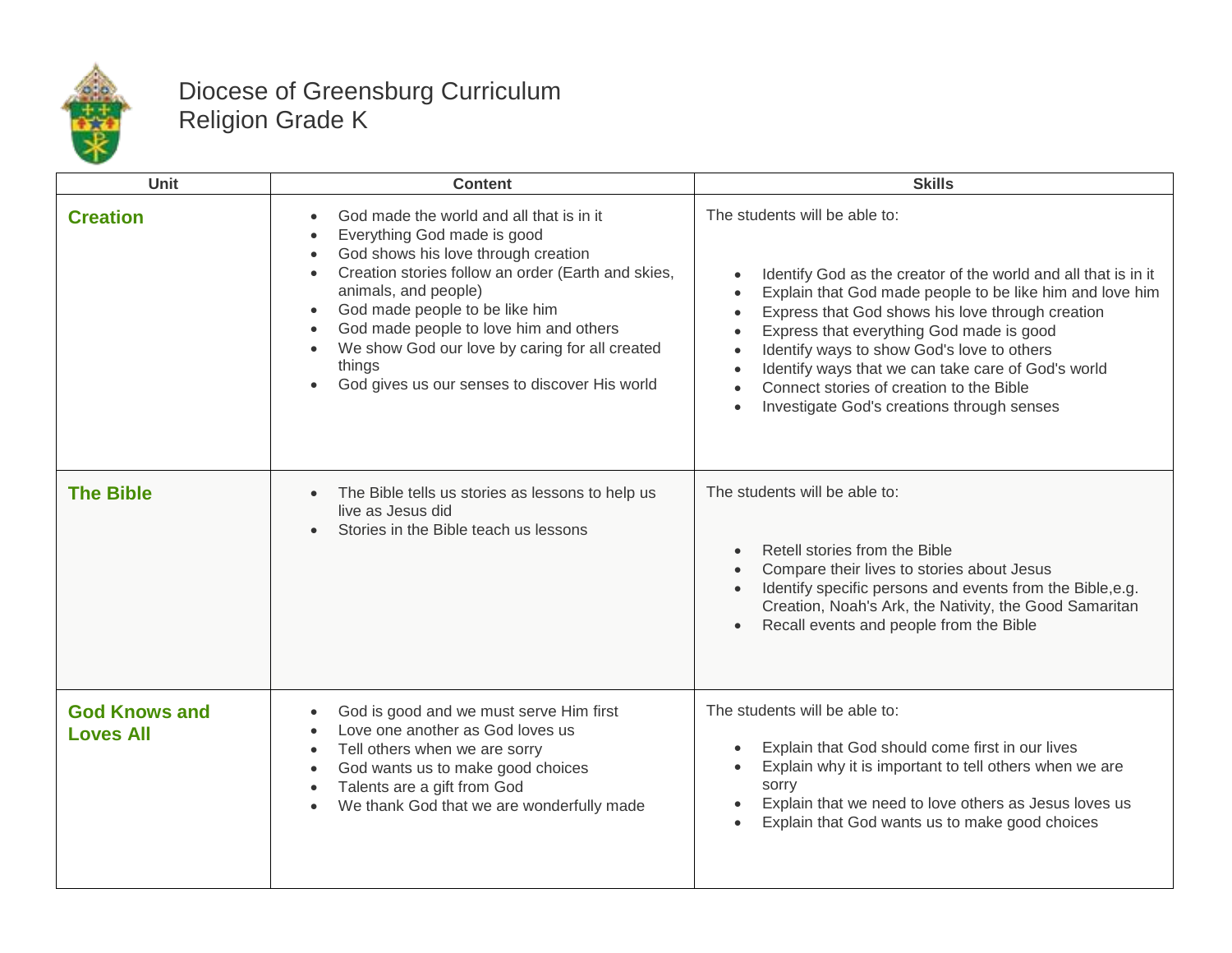# Diocese of Greensburg Curriculum
## Religion Grade K

| Unit | Content | Skills |
|---|---|---|
| **Creation** | • God made the world and all that is in it<br>• Everything God made is good<br>• God shows his love through creation<br>• Creation stories follow an order (Earth and skies, animals, and people)<br>• God made people to be like him<br>• God made people to love him and others<br>• We show God our love by caring for all created things<br>• God gives us our senses to discover His world | The students will be able to:<br>• Identify God as the creator of the world and all that is in it<br>• Explain that God made people to be like him and love him<br>• Express that God shows his love through creation<br>• Express that everything God made is good<br>• Identify ways to show God's love to others<br>• Identify ways that we can take care of God's world<br>• Connect stories of creation to the Bible<br>• Investigate God's creations through senses |
| **The Bible** | • The Bible tells us stories as lessons to help us live as Jesus did<br>• Stories in the Bible teach us lessons | The students will be able to:<br>• Retell stories from the Bible<br>• Compare their lives to stories about Jesus<br>• Identify specific persons and events from the Bible,e.g. Creation, Noah's Ark, the Nativity, the Good Samaritan<br>• Recall events and people from the Bible |
| **God Knows and Loves All** | • God is good and we must serve Him first<br>• Love one another as God loves us<br>• Tell others when we are sorry<br>• God wants us to make good choices<br>• Talents are a gift from God<br>• We thank God that we are wonderfully made | The students will be able to:<br>• Explain that God should come first in our lives<br>• Explain why it is important to tell others when we are sorry<br>• Explain that we need to love others as Jesus loves us<br>• Explain that God wants us to make good choices |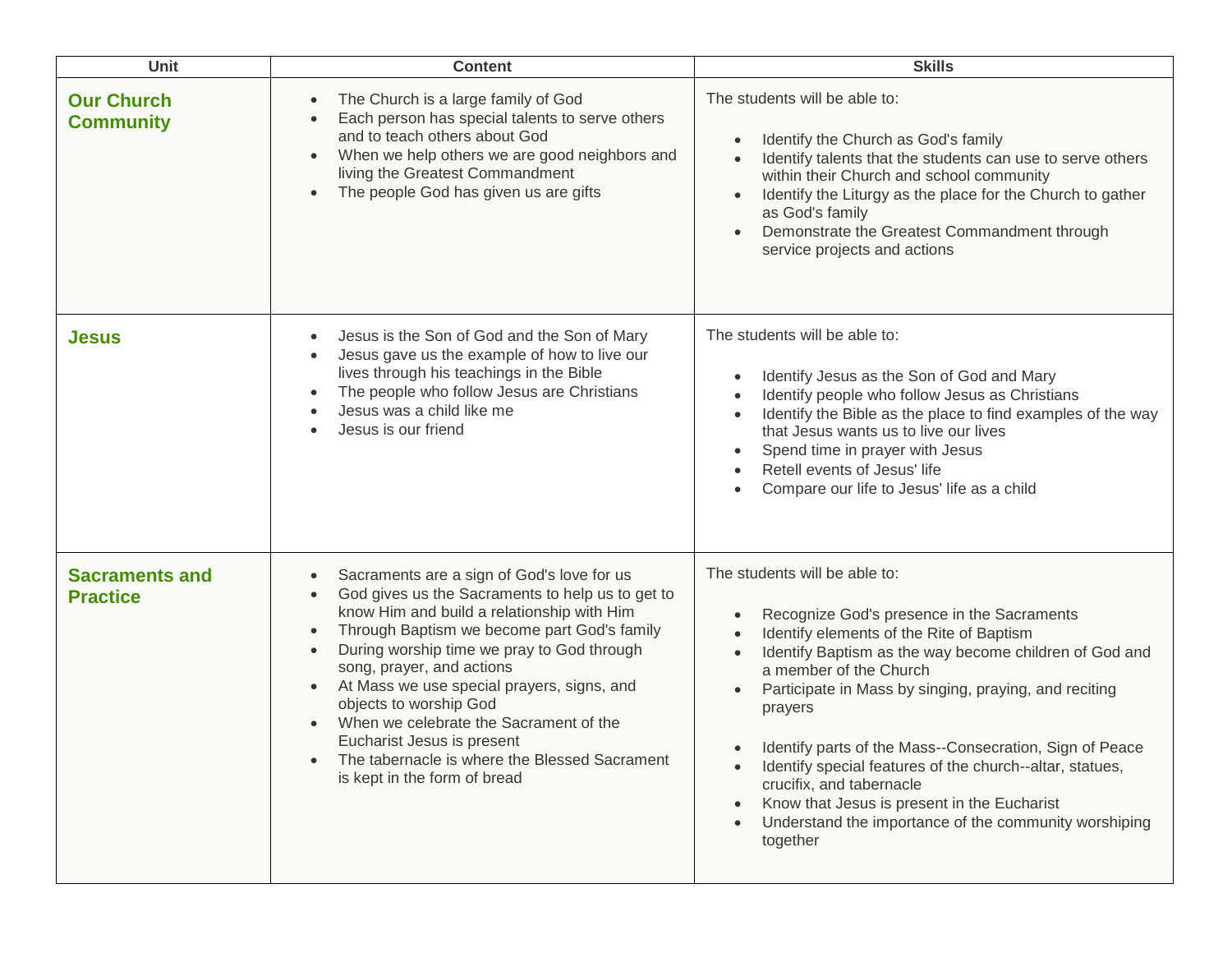| Unit | Content | Skills |
|---|---|---|
| **Our Church Community** | • The Church is a large family of God<br>• Each person has special talents to serve others and to teach others about God<br>• When we help others we are good neighbors and living the Greatest Commandment<br>• The people God has given us are gifts | The students will be able to:<br>• Identify the Church as God's family<br>• Identify talents that the students can use to serve others within their Church and school community<br>• Identify the Liturgy as the place for the Church to gather as God's family<br>• Demonstrate the Greatest Commandment through service projects and actions |
| **Jesus** | • Jesus is the Son of God and the Son of Mary<br>• Jesus gave us the example of how to live our lives through his teachings in the Bible<br>• The people who follow Jesus are Christians<br>• Jesus was a child like me<br>• Jesus is our friend | The students will be able to:<br>• Identify Jesus as the Son of God and Mary<br>• Identify people who follow Jesus as Christians<br>• Identify the Bible as the place to find examples of the way that Jesus wants us to live our lives<br>• Spend time in prayer with Jesus<br>• Retell events of Jesus' life<br>• Compare our life to Jesus' life as a child |
| **Sacraments and Practice** | • Sacraments are a sign of God's love for us<br>• God gives us the Sacraments to help us to get to know Him and build a relationship with Him<br>• Through Baptism we become part God's family<br>• During worship time we pray to God through song, prayer, and actions<br>• At Mass we use special prayers, signs, and objects to worship God<br>• When we celebrate the Sacrament of the Eucharist Jesus is present<br>• The tabernacle is where the Blessed Sacrament is kept in the form of bread | The students will be able to:<br>• Recognize God's presence in the Sacraments<br>• Identify elements of the Rite of Baptism<br>• Identify Baptism as the way become children of God and a member of the Church<br>• Participate in Mass by singing, praying, and reciting prayers<br>• Identify parts of the Mass--Consecration, Sign of Peace<br>• Identify special features of the church--altar, statues, crucifix, and tabernacle<br>• Know that Jesus is present in the Eucharist<br>• Understand the importance of the community worshiping together |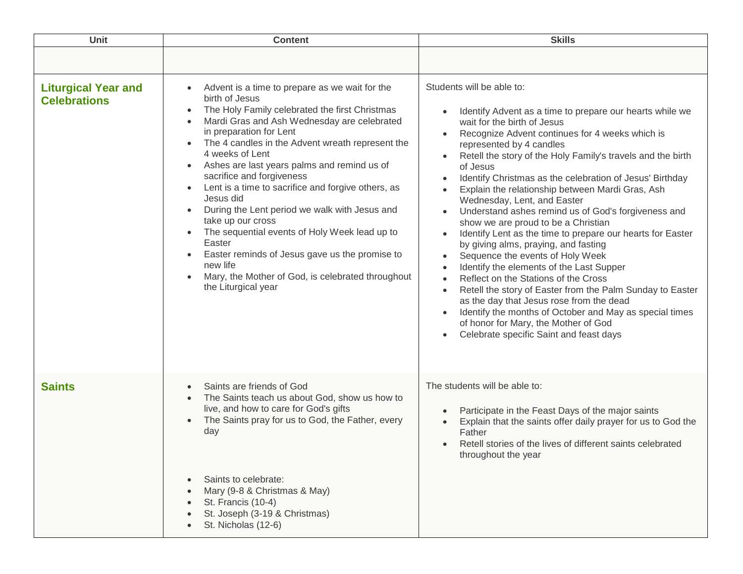| Unit | Content | Skills |
|---|---|---|
| | | |
| **Liturgical Year and Celebrations** | • Advent is a time to prepare as we wait for the birth of Jesus<br>• The Holy Family celebrated the first Christmas<br>• Mardi Gras and Ash Wednesday are celebrated in preparation for Lent<br>• The 4 candles in the Advent wreath represent the 4 weeks of Lent<br>• Ashes are last years palms and remind us of sacrifice and forgiveness<br>• Lent is a time to sacrifice and forgive others, as Jesus did<br>• During the Lent period we walk with Jesus and take up our cross<br>• The sequential events of Holy Week lead up to Easter<br>• Easter reminds of Jesus gave us the promise to new life<br>• Mary, the Mother of God, is celebrated throughout the Liturgical year | Students will be able to:<br>• Identify Advent as a time to prepare our hearts while we wait for the birth of Jesus<br>• Recognize Advent continues for 4 weeks which is represented by 4 candles<br>• Retell the story of the Holy Family's travels and the birth of Jesus<br>• Identify Christmas as the celebration of Jesus' Birthday<br>• Explain the relationship between Mardi Gras, Ash Wednesday, Lent, and Easter<br>• Understand ashes remind us of God's forgiveness and show we are proud to be a Christian<br>• Identify Lent as the time to prepare our hearts for Easter by giving alms, praying, and fasting<br>• Sequence the events of Holy Week<br>• Identify the elements of the Last Supper<br>• Reflect on the Stations of the Cross<br>• Retell the story of Easter from the Palm Sunday to Easter as the day that Jesus rose from the dead<br>• Identify the months of October and May as special times of honor for Mary, the Mother of God<br>• Celebrate specific Saint and feast days |
| **Saints** | • Saints are friends of God<br>• The Saints teach us about God, show us how to live, and how to care for God's gifts<br>• The Saints pray for us to God, the Father, every day<br><br>• Saints to celebrate:<br>• Mary (9-8 & Christmas & May)<br>• St. Francis (10-4)<br>• St. Joseph (3-19 & Christmas)<br>• St. Nicholas (12-6) | The students will be able to:<br>• Participate in the Feast Days of the major saints<br>• Explain that the saints offer daily prayer for us to God the Father<br>• Retell stories of the lives of different saints celebrated throughout the year |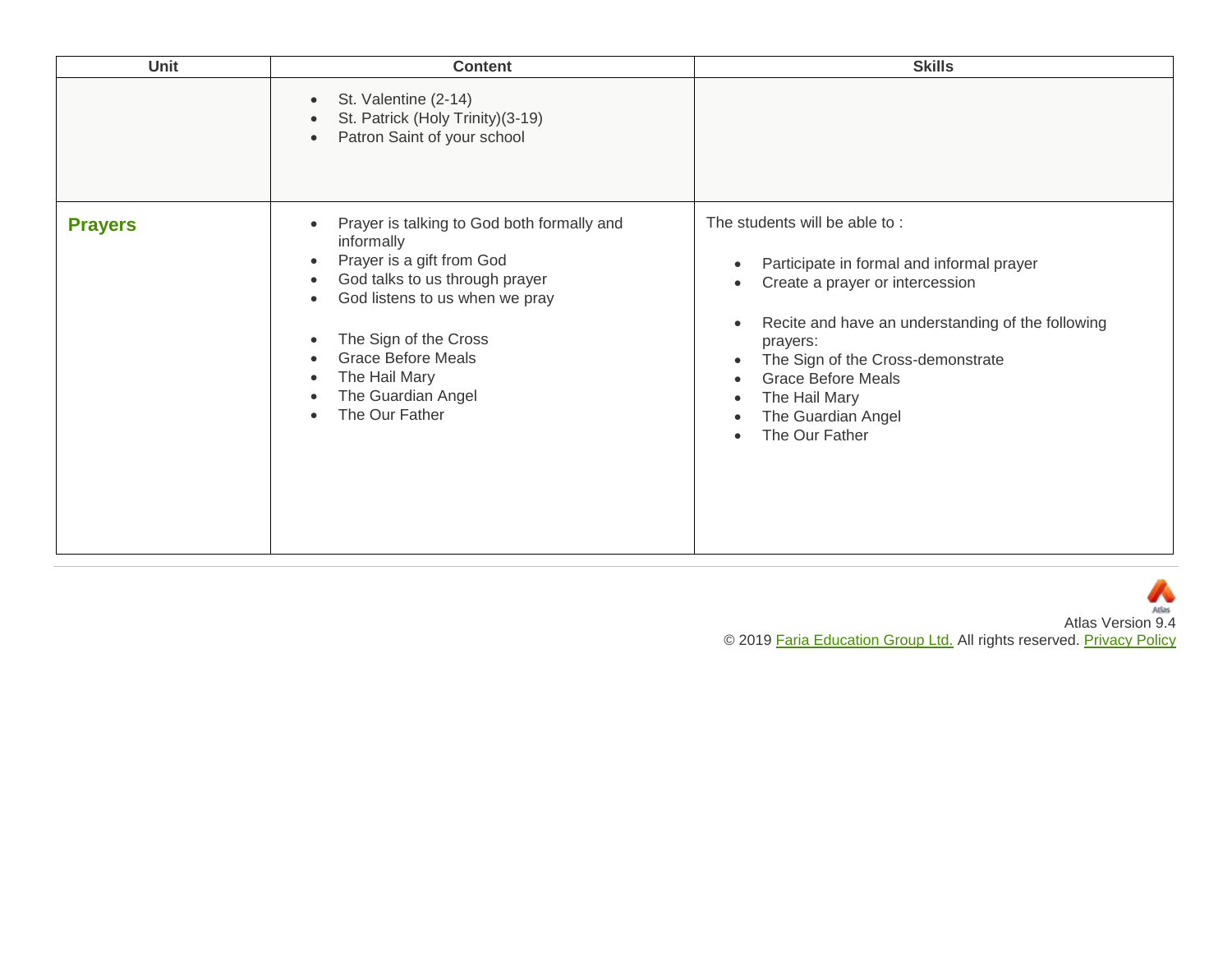| Unit | Content | Skills |
|---|---|---|
| | • St. Valentine (2-14)<br>• St. Patrick (Holy Trinity)(3-19)<br>• Patron Saint of your school | |
| **Prayers** | • Prayer is talking to God both formally and informally<br>• Prayer is a gift from God<br>• God talks to us through prayer<br>• God listens to us when we pray<br><br>• The Sign of the Cross<br>• Grace Before Meals<br>• The Hail Mary<br>• The Guardian Angel<br>• The Our Father | The students will be able to :<br><br>• Participate in formal and informal prayer<br>• Create a prayer or intercession<br><br>• Recite and have an understanding of the following prayers:<br>• The Sign of the Cross-demonstrate<br>• Grace Before Meals<br>• The Hail Mary<br>• The Guardian Angel<br>• The Our Father |

Atlas Version 9.4
© 2019 Faria Education Group Ltd. All rights reserved. Privacy Policy